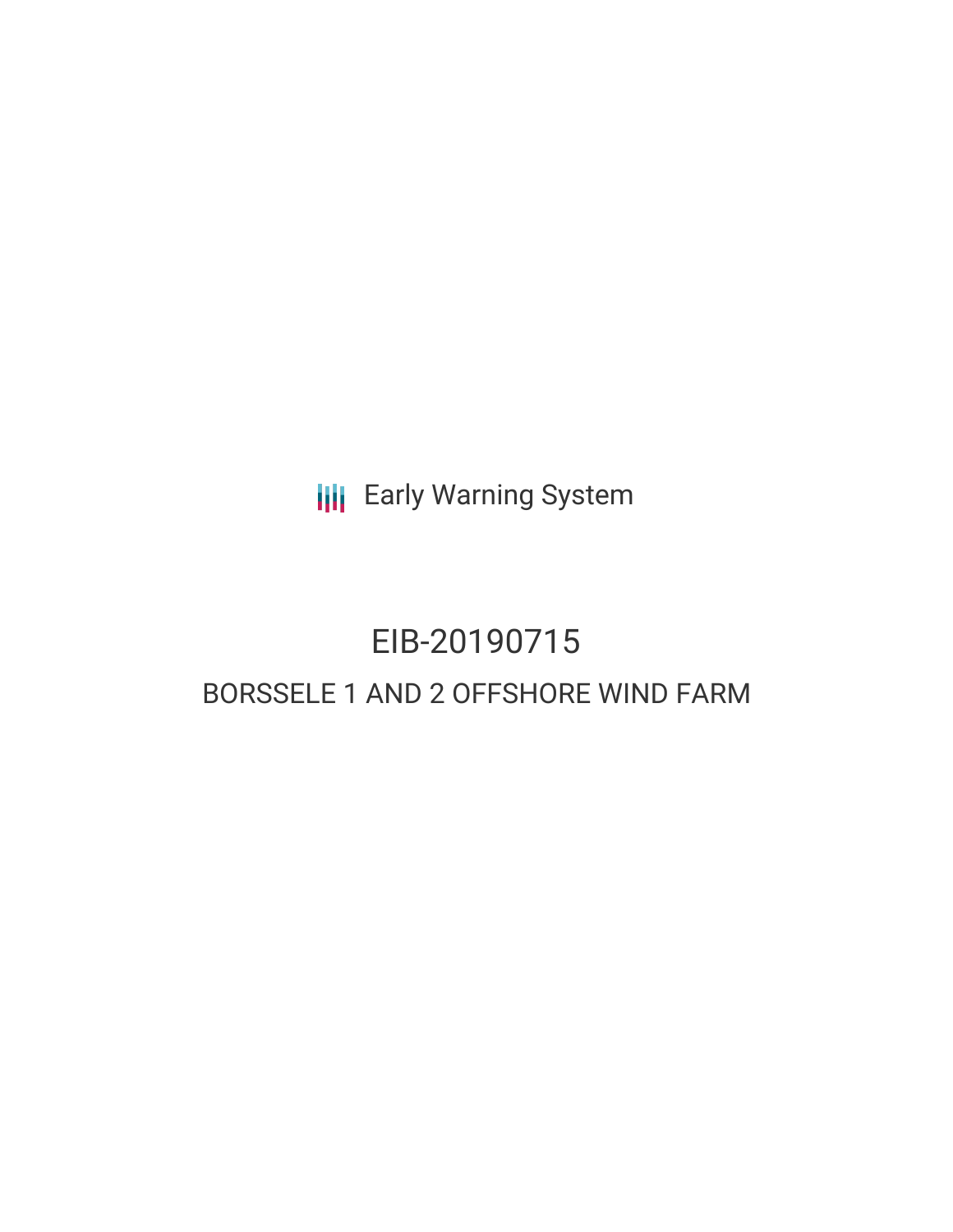Early Warning System

# EIB-20190715

## BORSSELE 1 AND 2 OFFSHORE WIND FARM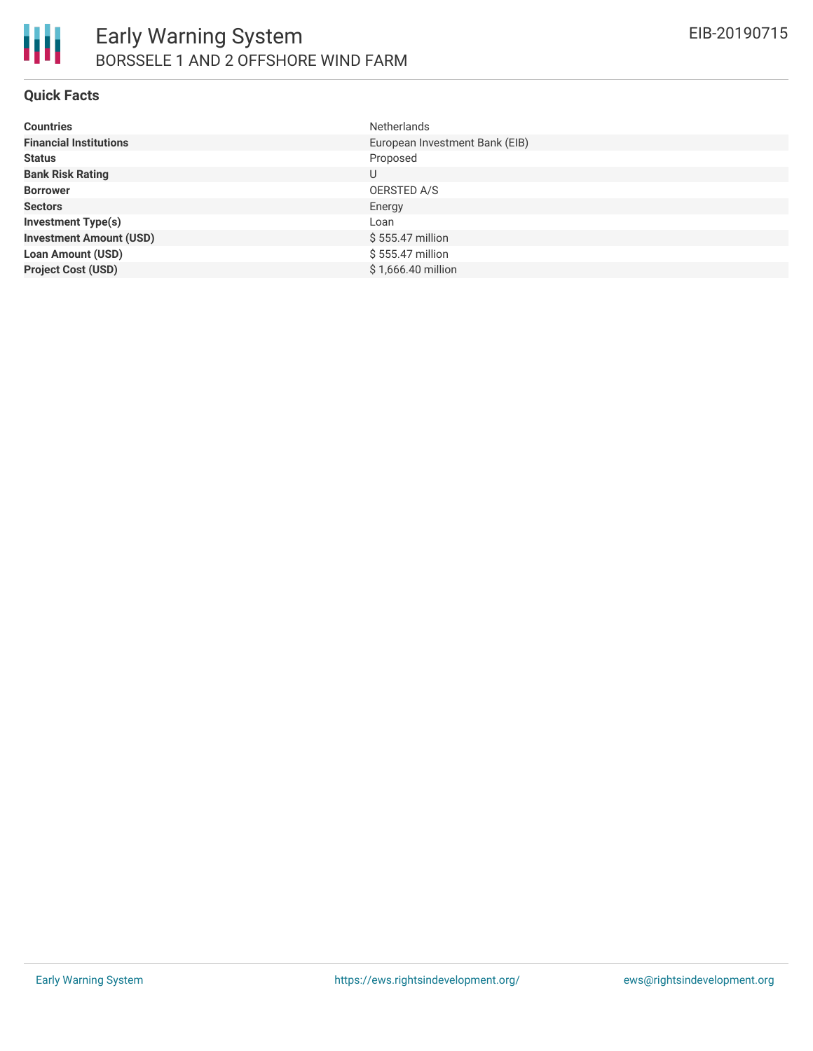## Quick Facts

| | |
|---|---|
| **Countries** | Netherlands |
| **Financial Institutions** | European Investment Bank (EIB) |
| **Status** | Proposed |
| **Bank Risk Rating** | U |
| **Borrower** | OERSTED A/S |
| **Sectors** | Energy |
| **Investment Type(s)** | Loan |
| **Investment Amount (USD)** | $ 555.47 million |
| **Loan Amount (USD)** | $ 555.47 million |
| **Project Cost (USD)** | $ 1,666.40 million |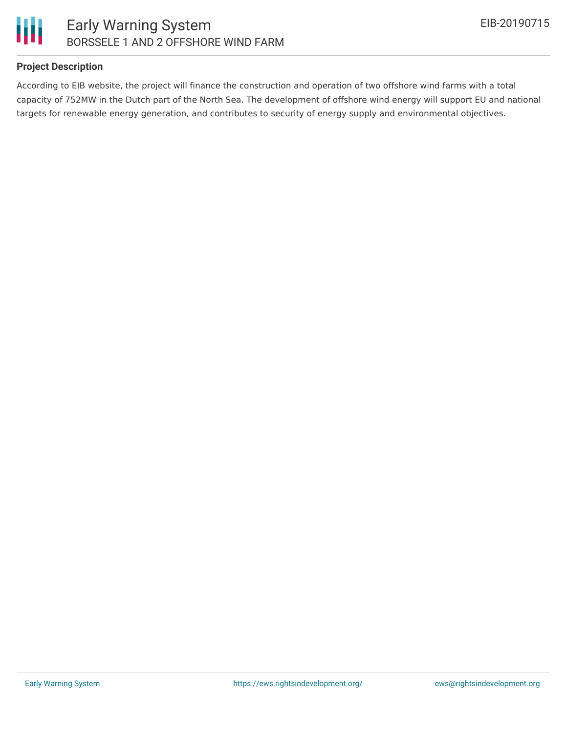**Project Description**

According to EIB website, the project will finance the construction and operation of two offshore wind farms with a total capacity of 752MW in the Dutch part of the North Sea. The development of offshore wind energy will support EU and national targets for renewable energy generation, and contributes to security of energy supply and environmental objectives.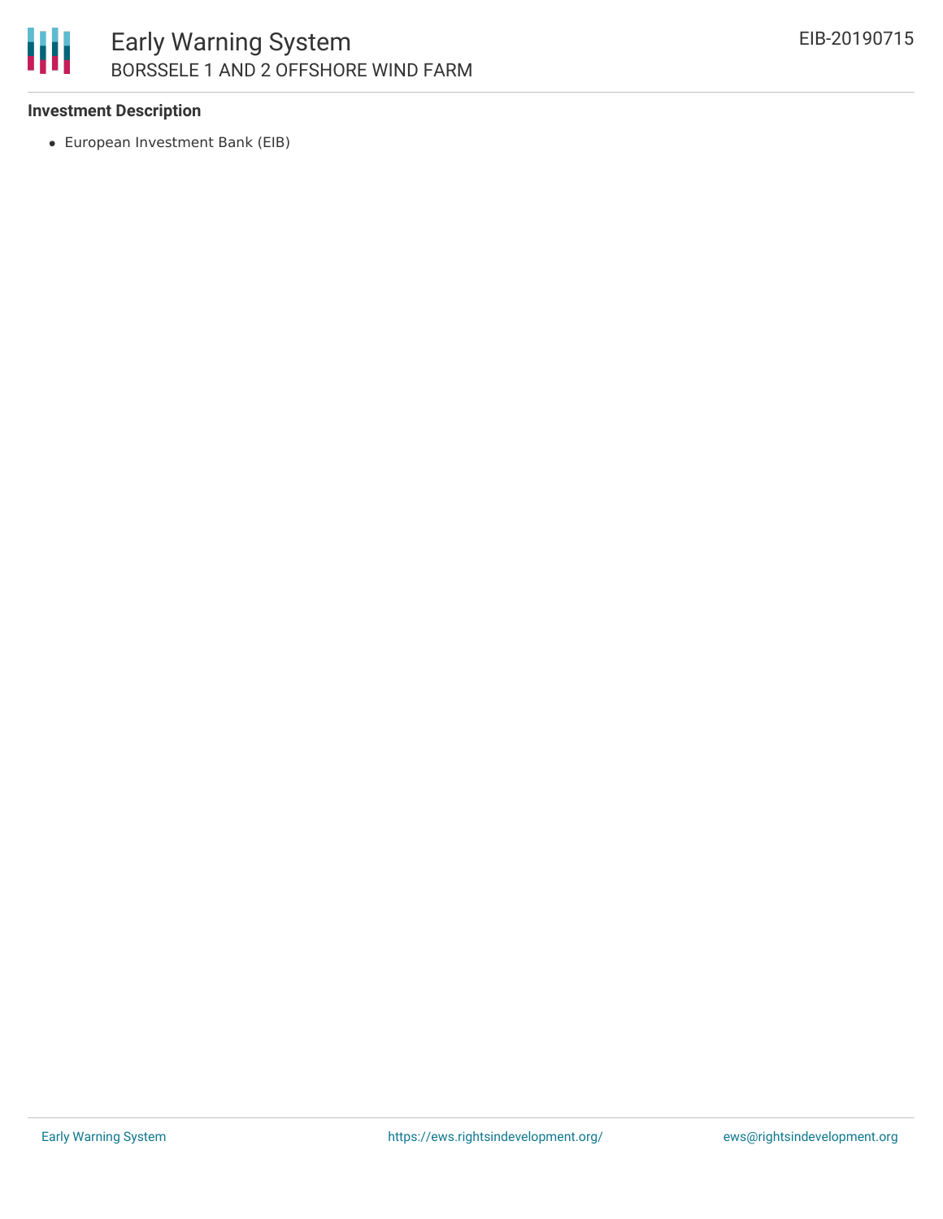**Investment Description**

- European Investment Bank (EIB)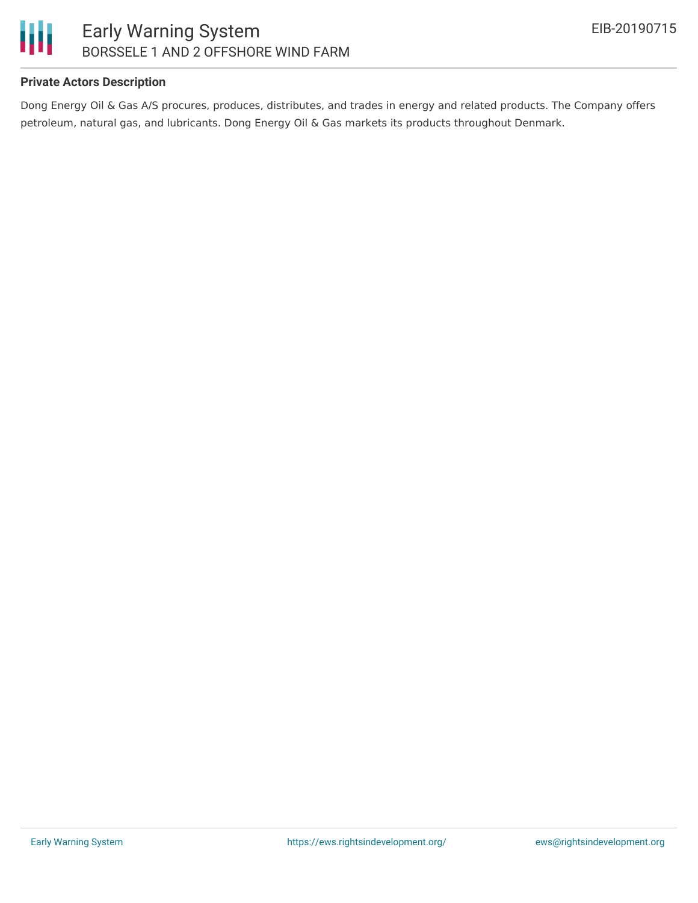**Private Actors Description**

Dong Energy Oil & Gas A/S procures, produces, distributes, and trades in energy and related products. The Company offers petroleum, natural gas, and lubricants. Dong Energy Oil & Gas markets its products throughout Denmark.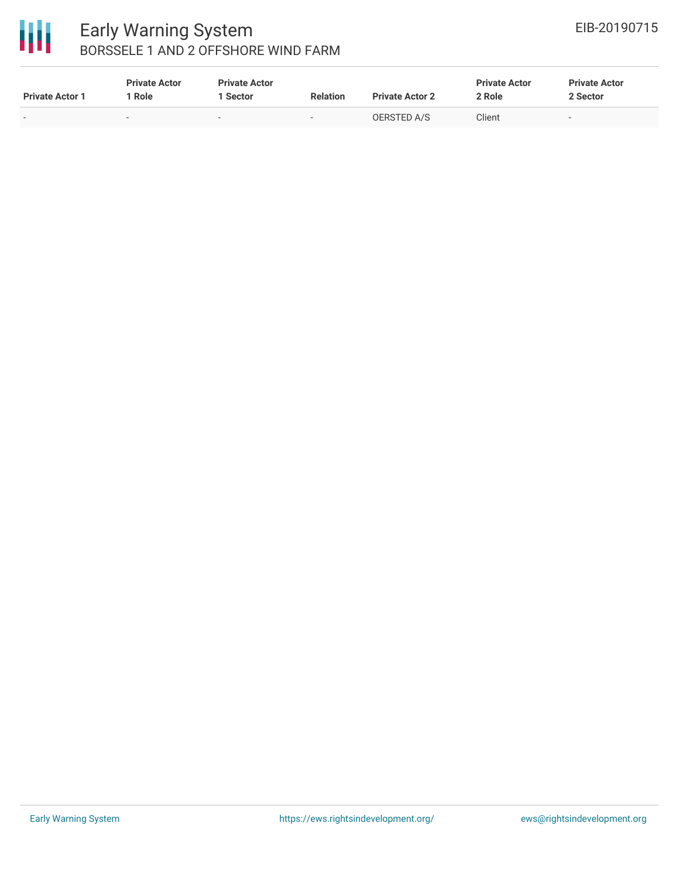| Private Actor 1 | Private Actor 1 Role | Private Actor 1 Sector | Relation | Private Actor 2 | Private Actor 2 Role | Private Actor 2 Sector |
|---|---|---|---|---|---|---|
| - | - | - | - | OERSTED A/S | Client | - |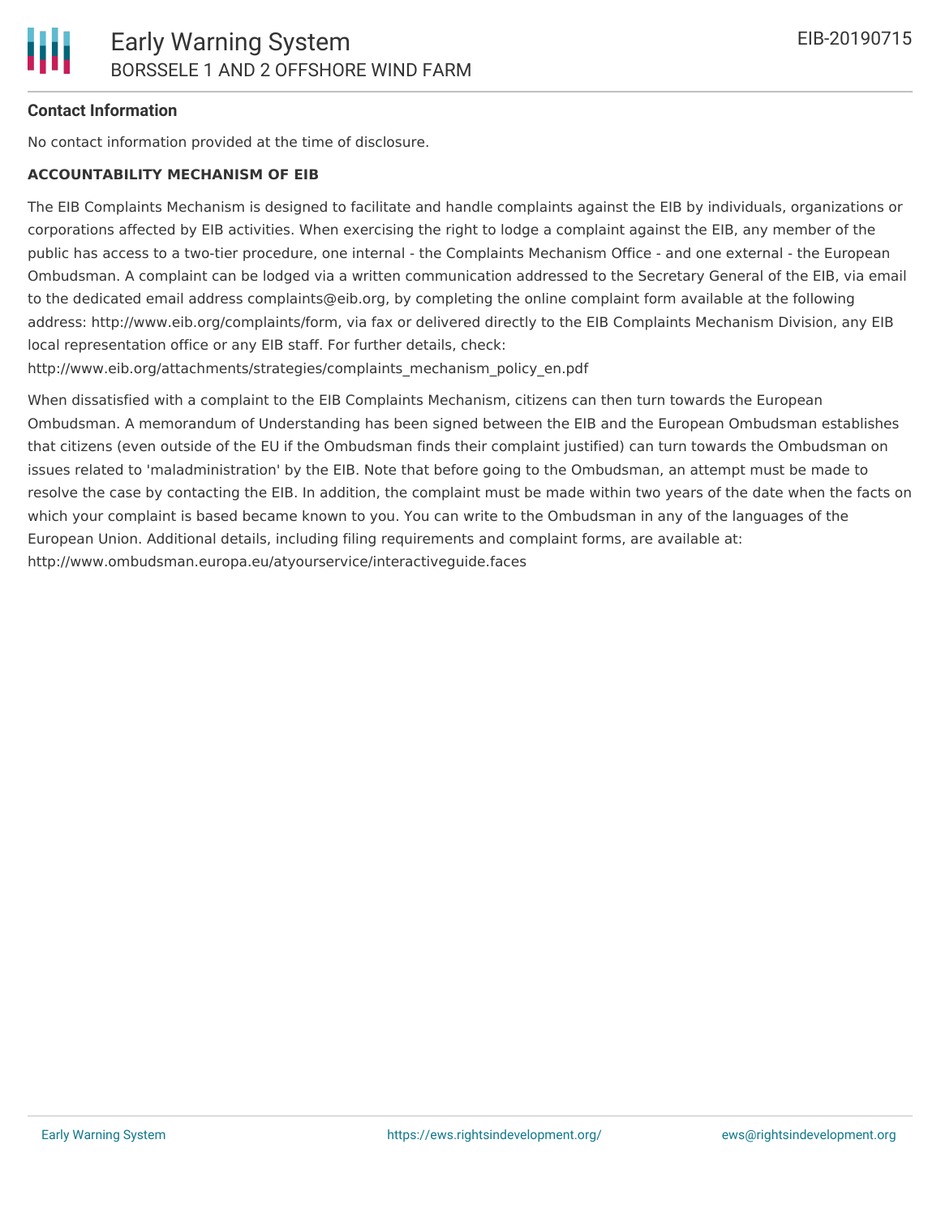## Contact Information

No contact information provided at the time of disclosure.

**ACCOUNTABILITY MECHANISM OF EIB**

The EIB Complaints Mechanism is designed to facilitate and handle complaints against the EIB by individuals, organizations or corporations affected by EIB activities. When exercising the right to lodge a complaint against the EIB, any member of the public has access to a two-tier procedure, one internal - the Complaints Mechanism Office - and one external - the European Ombudsman. A complaint can be lodged via a written communication addressed to the Secretary General of the EIB, via email to the dedicated email address complaints@eib.org, by completing the online complaint form available at the following address: http://www.eib.org/complaints/form, via fax or delivered directly to the EIB Complaints Mechanism Division, any EIB local representation office or any EIB staff. For further details, check: http://www.eib.org/attachments/strategies/complaints_mechanism_policy_en.pdf

When dissatisfied with a complaint to the EIB Complaints Mechanism, citizens can then turn towards the European Ombudsman. A memorandum of Understanding has been signed between the EIB and the European Ombudsman establishes that citizens (even outside of the EU if the Ombudsman finds their complaint justified) can turn towards the Ombudsman on issues related to 'maladministration' by the EIB. Note that before going to the Ombudsman, an attempt must be made to resolve the case by contacting the EIB. In addition, the complaint must be made within two years of the date when the facts on which your complaint is based became known to you. You can write to the Ombudsman in any of the languages of the European Union. Additional details, including filing requirements and complaint forms, are available at: http://www.ombudsman.europa.eu/atyourservice/interactiveguide.faces